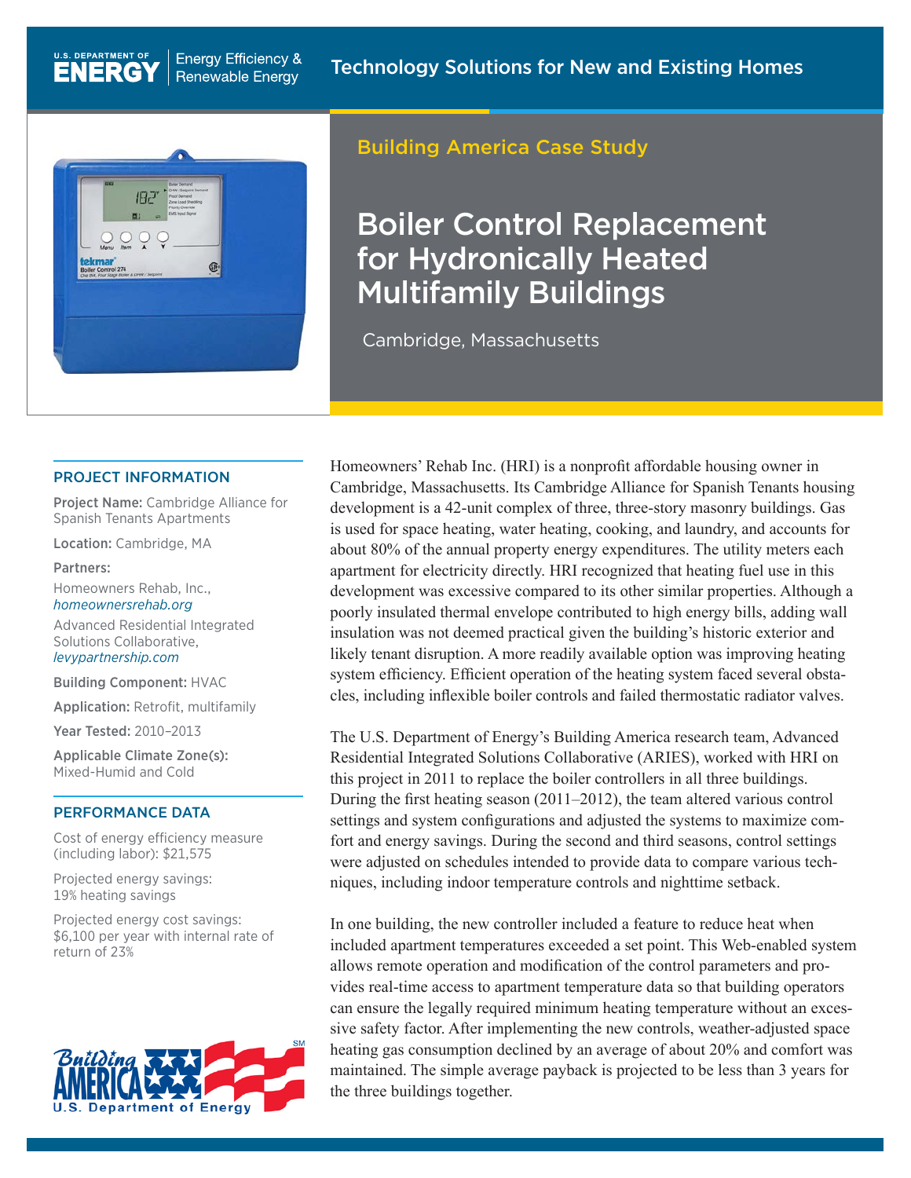U.S. DEPARTMENT OF ENERGY | Energy Efficiency & Renewable Energy

Technology Solutions for New and Existing Homes

## Building America Case Study

# Boiler Control Replacement for Hydronically Heated Multifamily Buildings

Cambridge, Massachusetts

### PROJECT INFORMATION

**Project Name:** Cambridge Alliance for Spanish Tenants Apartments

**Location:** Cambridge, MA

**Partners:**

Homeowners Rehab, Inc., *homeownersrehab.org*

Advanced Residential Integrated Solutions Collaborative, *levypartnership.com*

**Building Component:** HVAC

**Application:** Retrofit, multifamily

**Year Tested:** 2010–2013

**Applicable Climate Zone(s):** Mixed-Humid and Cold

### PERFORMANCE DATA

Cost of energy efficiency measure (including labor): $21,575

Projected energy savings: 19% heating savings

Projected energy cost savings: $6,100 per year with internal rate of return of 23%

Homeowners' Rehab Inc. (HRI) is a nonprofit affordable housing owner in Cambridge, Massachusetts. Its Cambridge Alliance for Spanish Tenants housing development is a 42-unit complex of three, three-story masonry buildings. Gas is used for space heating, water heating, cooking, and laundry, and accounts for about 80% of the annual property energy expenditures. The utility meters each apartment for electricity directly. HRI recognized that heating fuel use in this development was excessive compared to its other similar properties. Although a poorly insulated thermal envelope contributed to high energy bills, adding wall insulation was not deemed practical given the building's historic exterior and likely tenant disruption. A more readily available option was improving heating system efficiency. Efficient operation of the heating system faced several obstacles, including inflexible boiler controls and failed thermostatic radiator valves.

The U.S. Department of Energy's Building America research team, Advanced Residential Integrated Solutions Collaborative (ARIES), worked with HRI on this project in 2011 to replace the boiler controllers in all three buildings. During the first heating season (2011–2012), the team altered various control settings and system configurations and adjusted the systems to maximize comfort and energy savings. During the second and third seasons, control settings were adjusted on schedules intended to provide data to compare various techniques, including indoor temperature controls and nighttime setback.

In one building, the new controller included a feature to reduce heat when included apartment temperatures exceeded a set point. This Web-enabled system allows remote operation and modification of the control parameters and provides real-time access to apartment temperature data so that building operators can ensure the legally required minimum heating temperature without an excessive safety factor. After implementing the new controls, weather-adjusted space heating gas consumption declined by an average of about 20% and comfort was maintained. The simple average payback is projected to be less than 3 years for the three buildings together.

Building America — U.S. Department of Energy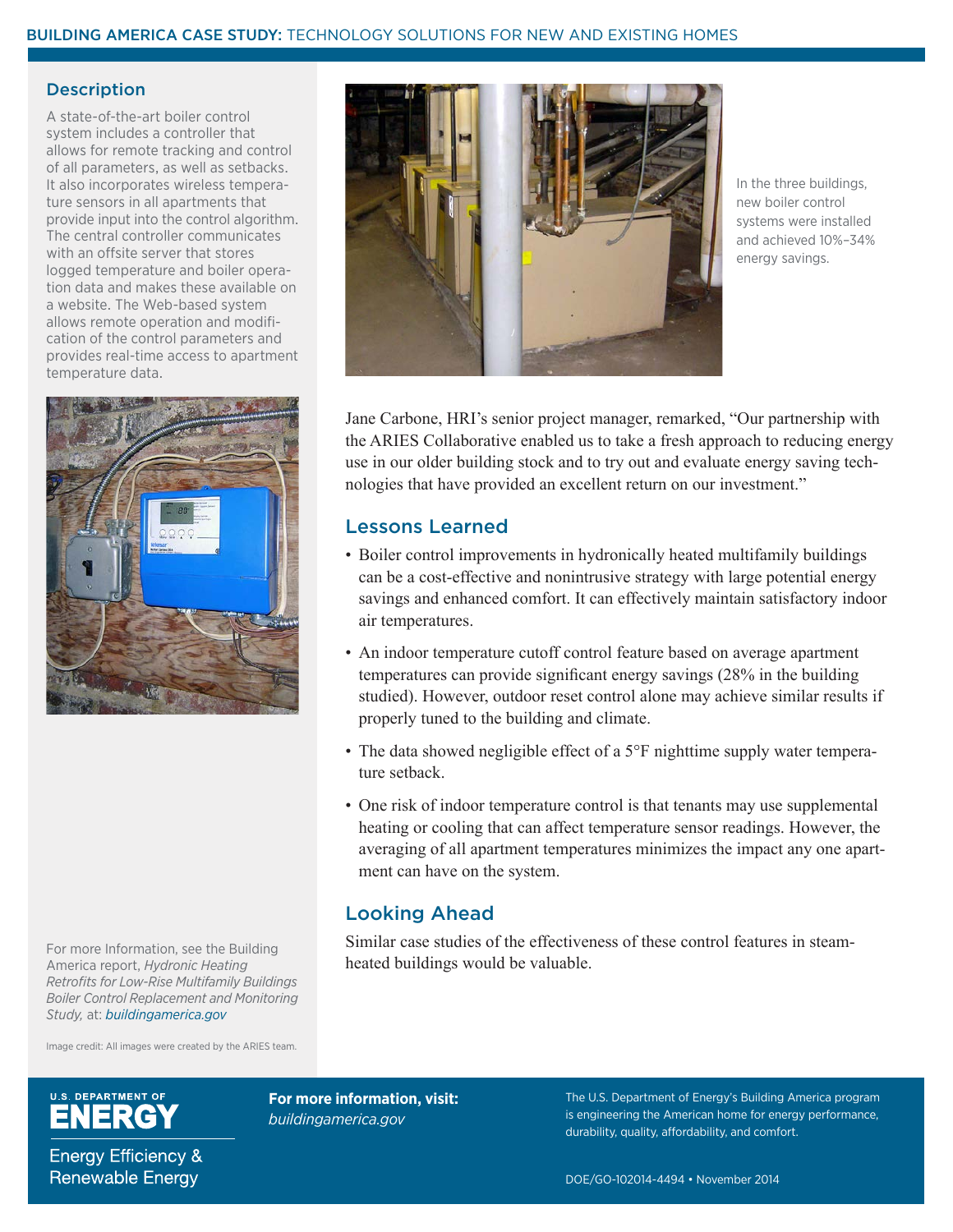## Description

A state-of-the-art boiler control system includes a controller that allows for remote tracking and control of all parameters, as well as setbacks. It also incorporates wireless temperature sensors in all apartments that provide input into the control algorithm. The central controller communicates with an offsite server that stores logged temperature and boiler operation data and makes these available on a website. The Web-based system allows remote operation and modification of the control parameters and provides real-time access to apartment temperature data.

In the three buildings, new boiler control systems were installed and achieved 10%–34% energy savings.

Jane Carbone, HRI's senior project manager, remarked, "Our partnership with the ARIES Collaborative enabled us to take a fresh approach to reducing energy use in our older building stock and to try out and evaluate energy saving technologies that have provided an excellent return on our investment."

## Lessons Learned

- Boiler control improvements in hydronically heated multifamily buildings can be a cost-effective and nonintrusive strategy with large potential energy savings and enhanced comfort. It can effectively maintain satisfactory indoor air temperatures.
- An indoor temperature cutoff control feature based on average apartment temperatures can provide significant energy savings (28% in the building studied). However, outdoor reset control alone may achieve similar results if properly tuned to the building and climate.
- The data showed negligible effect of a 5°F nighttime supply water temperature setback.
- One risk of indoor temperature control is that tenants may use supplemental heating or cooling that can affect temperature sensor readings. However, the averaging of all apartment temperatures minimizes the impact any one apartment can have on the system.

## Looking Ahead

Similar case studies of the effectiveness of these control features in steam-heated buildings would be valuable.

For more Information, see the Building America report, *Hydronic Heating Retrofits for Low-Rise Multifamily Buildings Boiler Control Replacement and Monitoring Study,* at: *buildingamerica.gov*

Image credit: All images were created by the ARIES team.

U.S. DEPARTMENT OF ENERGY

Energy Efficiency & Renewable Energy

**For more information, visit:**
*buildingamerica.gov*

The U.S. Department of Energy's Building America program is engineering the American home for energy performance, durability, quality, affordability, and comfort.

DOE/GO-102014-4494 • November 2014